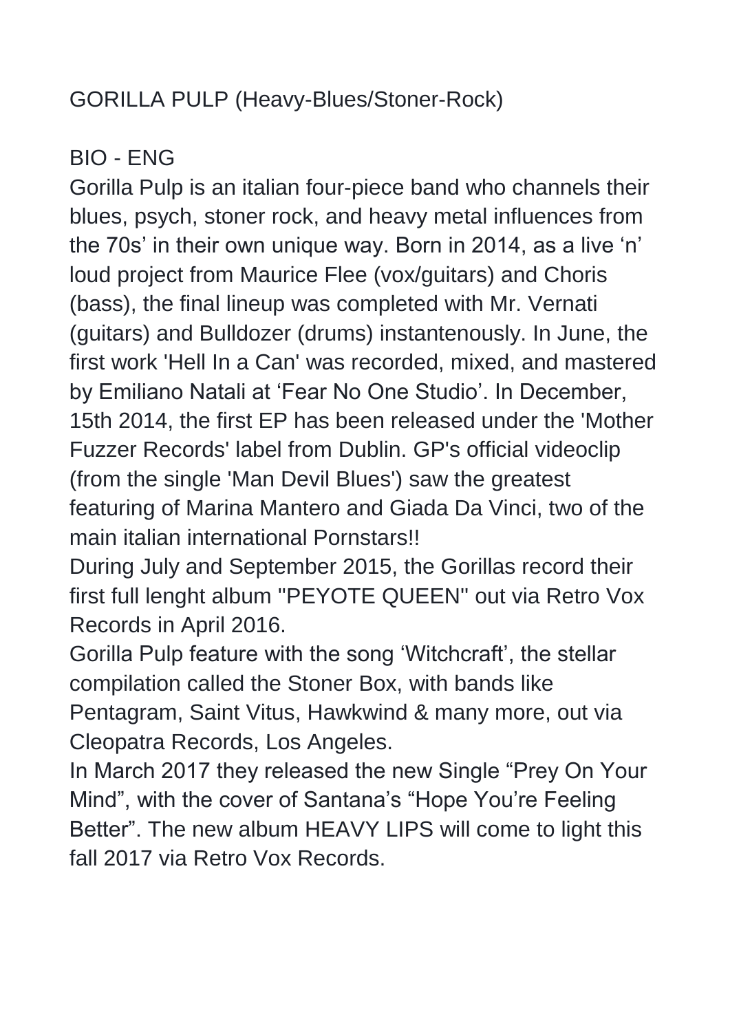# GORILLA PULP (Heavy-Blues/Stoner-Rock)

## BIO - ENG

Gorilla Pulp is an italian four-piece band who channels their blues, psych, stoner rock, and heavy metal influences from the 70s' in their own unique way. Born in 2014, as a live 'n' loud project from Maurice Flee (vox/guitars) and Choris (bass), the final lineup was completed with Mr. Vernati (guitars) and Bulldozer (drums) instantenously. In June, the first work 'Hell In a Can' was recorded, mixed, and mastered by Emiliano Natali at 'Fear No One Studio'. In December, 15th 2014, the first EP has been released under the 'Mother Fuzzer Records' label from Dublin. GP's official videoclip (from the single 'Man Devil Blues') saw the greatest featuring of Marina Mantero and Giada Da Vinci, two of the main italian international Pornstars!!

During July and September 2015, the Gorillas record their first full lenght album "PEYOTE QUEEN" out via Retro Vox Records in April 2016.

Gorilla Pulp feature with the song 'Witchcraft', the stellar compilation called the Stoner Box, with bands like Pentagram, Saint Vitus, Hawkwind & many more, out via Cleopatra Records, Los Angeles.

In March 2017 they released the new Single "Prey On Your Mind", with the cover of Santana's "Hope You're Feeling Better". The new album HEAVY LIPS will come to light this fall 2017 via Retro Vox Records.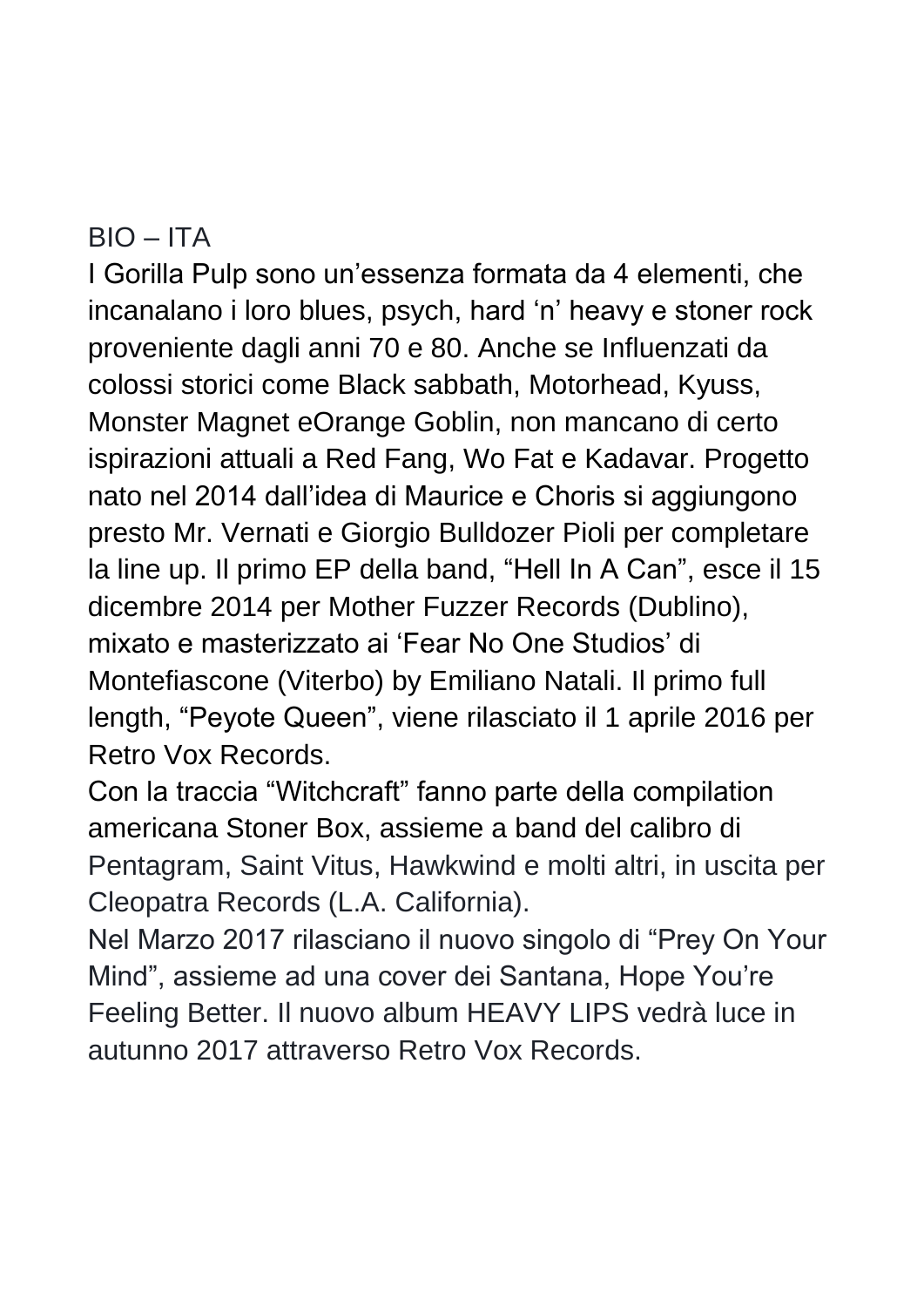BIO – ITA

I Gorilla Pulp sono un'essenza formata da 4 elementi, che incanalano i loro blues, psych, hard 'n' heavy e stoner rock proveniente dagli anni 70 e 80. Anche se Influenzati da colossi storici come Black sabbath, Motorhead, Kyuss, Monster Magnet eOrange Goblin, non mancano di certo ispirazioni attuali a Red Fang, Wo Fat e Kadavar. Progetto nato nel 2014 dall'idea di Maurice e Choris si aggiungono presto Mr. Vernati e Giorgio Bulldozer Pioli per completare la line up. Il primo EP della band, "Hell In A Can", esce il 15 dicembre 2014 per Mother Fuzzer Records (Dublino), mixato e masterizzato ai 'Fear No One Studios' di Montefiascone (Viterbo) by Emiliano Natali. Il primo full length, "Peyote Queen", viene rilasciato il 1 aprile 2016 per Retro Vox Records.

Con la traccia "Witchcraft" fanno parte della compilation americana Stoner Box, assieme a band del calibro di Pentagram, Saint Vitus, Hawkwind e molti altri, in uscita per Cleopatra Records (L.A. California).

Nel Marzo 2017 rilasciano il nuovo singolo di "Prey On Your Mind", assieme ad una cover dei Santana, Hope You're Feeling Better. Il nuovo album HEAVY LIPS vedrà luce in autunno 2017 attraverso Retro Vox Records.